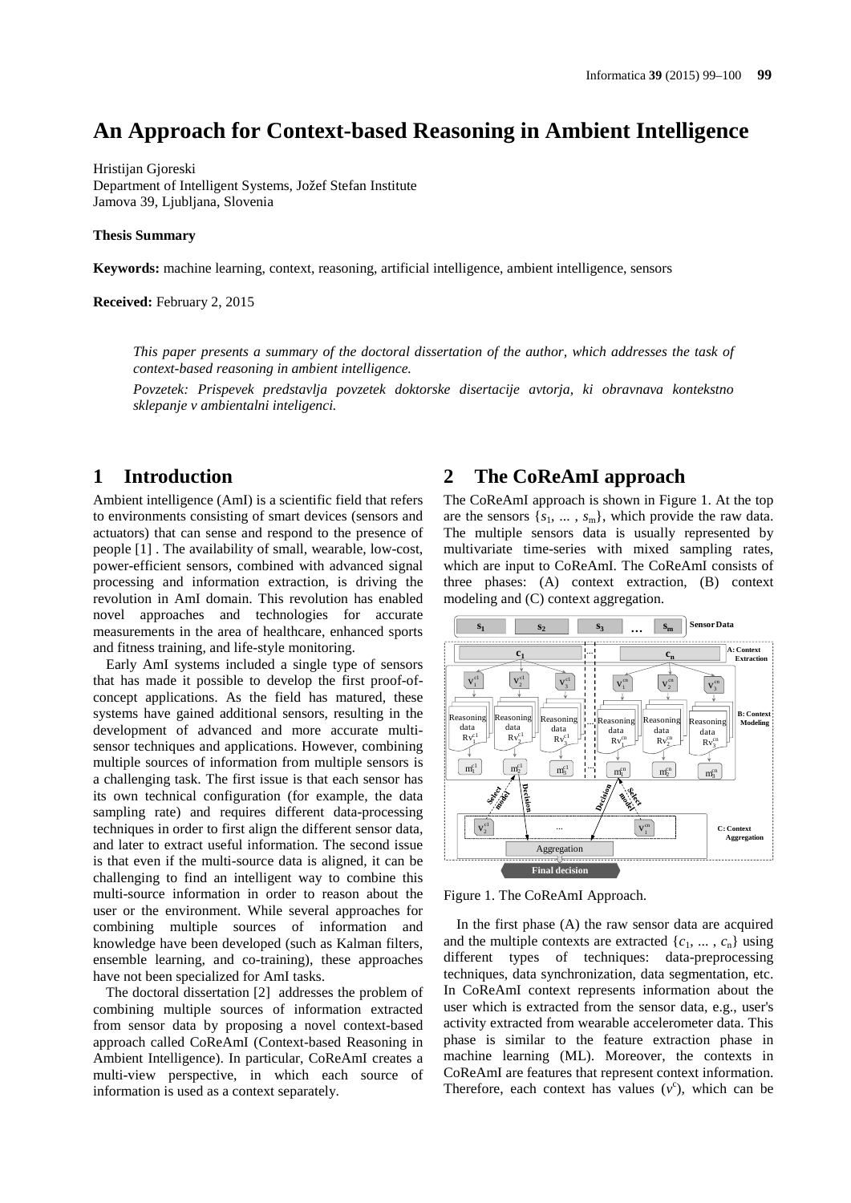# An Approach for Context-based Reasoning in Ambient Intelligence

Hristijan Gjoreski
Department of Intelligent Systems, Jožef Stefan Institute
Jamova 39, Ljubljana, Slovenia

**Thesis Summary**

**Keywords:** machine learning, context, reasoning, artificial intelligence, ambient intelligence, sensors

**Received:** February 2, 2015

*This paper presents a summary of the doctoral dissertation of the author, which addresses the task of context-based reasoning in ambient intelligence.*

*Povzetek: Prispevek predstavlja povzetek doktorske disertacije avtorja, ki obravnava kontekstno sklepanje v ambientalni inteligenci.*

## 1 Introduction

Ambient intelligence (AmI) is a scientific field that refers to environments consisting of smart devices (sensors and actuators) that can sense and respond to the presence of people [1] . The availability of small, wearable, low-cost, power-efficient sensors, combined with advanced signal processing and information extraction, is driving the revolution in AmI domain. This revolution has enabled novel approaches and technologies for accurate measurements in the area of healthcare, enhanced sports and fitness training, and life-style monitoring.

Early AmI systems included a single type of sensors that has made it possible to develop the first proof-of-concept applications. As the field has matured, these systems have gained additional sensors, resulting in the development of advanced and more accurate multi-sensor techniques and applications. However, combining multiple sources of information from multiple sensors is a challenging task. The first issue is that each sensor has its own technical configuration (for example, the data sampling rate) and requires different data-processing techniques in order to first align the different sensor data, and later to extract useful information. The second issue is that even if the multi-source data is aligned, it can be challenging to find an intelligent way to combine this multi-source information in order to reason about the user or the environment. While several approaches for combining multiple sources of information and knowledge have been developed (such as Kalman filters, ensemble learning, and co-training), these approaches have not been specialized for AmI tasks.

The doctoral dissertation [2] addresses the problem of combining multiple sources of information extracted from sensor data by proposing a novel context-based approach called CoReAmI (Context-based Reasoning in Ambient Intelligence). In particular, CoReAmI creates a multi-view perspective, in which each source of information is used as a context separately.

## 2 The CoReAmI approach

The CoReAmI approach is shown in Figure 1. At the top are the sensors $\{s_1, \dots, s_m\}$, which provide the raw data. The multiple sensors data is usually represented by multivariate time-series with mixed sampling rates, which are input to CoReAmI. The CoReAmI consists of three phases: (A) context extraction, (B) context modeling and (C) context aggregation.

Figure 1. The CoReAmI Approach.

In the first phase (A) the raw sensor data are acquired and the multiple contexts are extracted $\{c_1, \dots, c_n\}$ using different types of techniques: data-preprocessing techniques, data synchronization, data segmentation, etc. In CoReAmI context represents information about the user which is extracted from the sensor data, e.g., user's activity extracted from wearable accelerometer data. This phase is similar to the feature extraction phase in machine learning (ML). Moreover, the contexts in CoReAmI are features that represent context information. Therefore, each context has values ($v^c$), which can be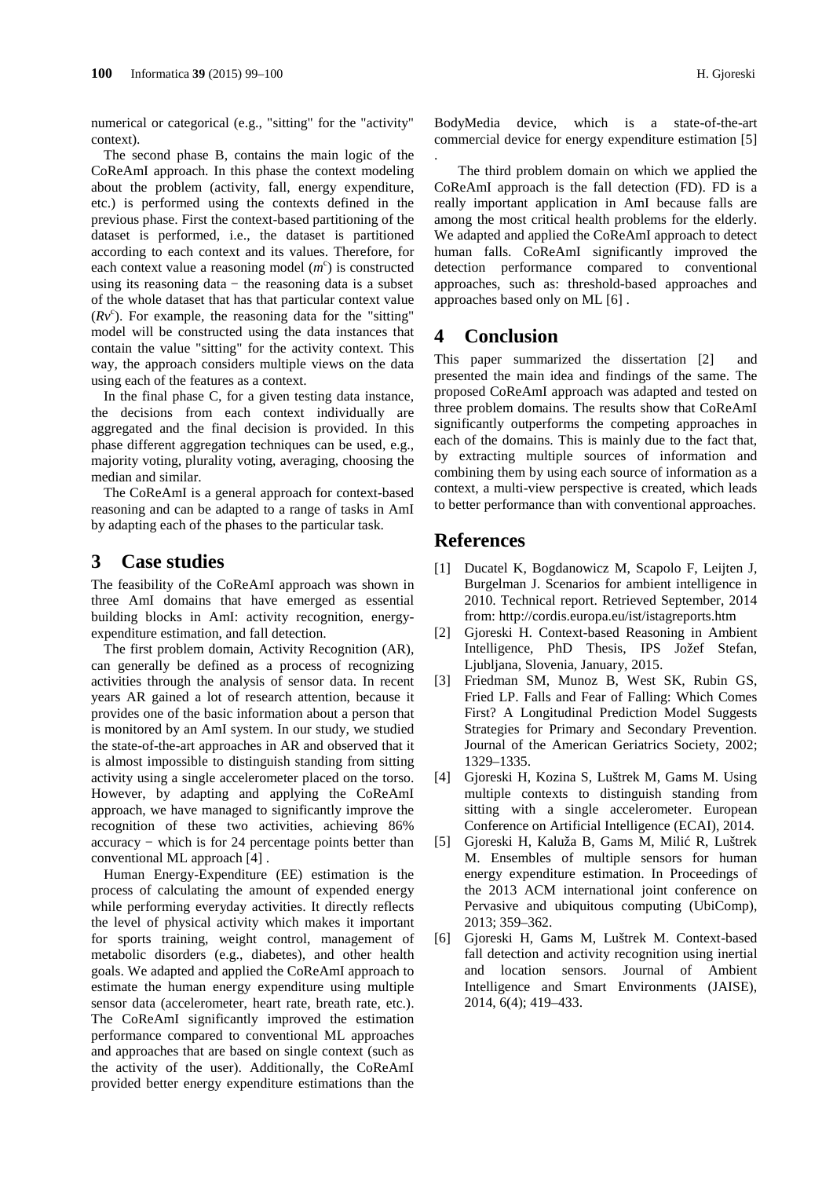numerical or categorical (e.g., "sitting" for the "activity" context).

The second phase B, contains the main logic of the CoReAmI approach. In this phase the context modeling about the problem (activity, fall, energy expenditure, etc.) is performed using the contexts defined in the previous phase. First the context-based partitioning of the dataset is performed, i.e., the dataset is partitioned according to each context and its values. Therefore, for each context value a reasoning model ($m^c$) is constructed using its reasoning data − the reasoning data is a subset of the whole dataset that has that particular context value ($Rv^c$). For example, the reasoning data for the "sitting" model will be constructed using the data instances that contain the value "sitting" for the activity context. This way, the approach considers multiple views on the data using each of the features as a context.

In the final phase C, for a given testing data instance, the decisions from each context individually are aggregated and the final decision is provided. In this phase different aggregation techniques can be used, e.g., majority voting, plurality voting, averaging, choosing the median and similar.

The CoReAmI is a general approach for context-based reasoning and can be adapted to a range of tasks in AmI by adapting each of the phases to the particular task.

## 3 Case studies

The feasibility of the CoReAmI approach was shown in three AmI domains that have emerged as essential building blocks in AmI: activity recognition, energy-expenditure estimation, and fall detection.

The first problem domain, Activity Recognition (AR), can generally be defined as a process of recognizing activities through the analysis of sensor data. In recent years AR gained a lot of research attention, because it provides one of the basic information about a person that is monitored by an AmI system. In our study, we studied the state-of-the-art approaches in AR and observed that it is almost impossible to distinguish standing from sitting activity using a single accelerometer placed on the torso. However, by adapting and applying the CoReAmI approach, we have managed to significantly improve the recognition of these two activities, achieving 86% accuracy − which is for 24 percentage points better than conventional ML approach [4] .

Human Energy-Expenditure (EE) estimation is the process of calculating the amount of expended energy while performing everyday activities. It directly reflects the level of physical activity which makes it important for sports training, weight control, management of metabolic disorders (e.g., diabetes), and other health goals. We adapted and applied the CoReAmI approach to estimate the human energy expenditure using multiple sensor data (accelerometer, heart rate, breath rate, etc.). The CoReAmI significantly improved the estimation performance compared to conventional ML approaches and approaches that are based on single context (such as the activity of the user). Additionally, the CoReAmI provided better energy expenditure estimations than the BodyMedia device, which is a state-of-the-art commercial device for energy expenditure estimation [5] .

The third problem domain on which we applied the CoReAmI approach is the fall detection (FD). FD is a really important application in AmI because falls are among the most critical health problems for the elderly. We adapted and applied the CoReAmI approach to detect human falls. CoReAmI significantly improved the detection performance compared to conventional approaches, such as: threshold-based approaches and approaches based only on ML [6] .

## 4 Conclusion

This paper summarized the dissertation [2] and presented the main idea and findings of the same. The proposed CoReAmI approach was adapted and tested on three problem domains. The results show that CoReAmI significantly outperforms the competing approaches in each of the domains. This is mainly due to the fact that, by extracting multiple sources of information and combining them by using each source of information as a context, a multi-view perspective is created, which leads to better performance than with conventional approaches.

## References

[1] Ducatel K, Bogdanowicz M, Scapolo F, Leijten J, Burgelman J. Scenarios for ambient intelligence in 2010. Technical report. Retrieved September, 2014 from: http://cordis.europa.eu/ist/istagreports.htm

[2] Gjoreski H. Context-based Reasoning in Ambient Intelligence, PhD Thesis, IPS Jožef Stefan, Ljubljana, Slovenia, January, 2015.

[3] Friedman SM, Munoz B, West SK, Rubin GS, Fried LP. Falls and Fear of Falling: Which Comes First? A Longitudinal Prediction Model Suggests Strategies for Primary and Secondary Prevention. Journal of the American Geriatrics Society, 2002; 1329–1335.

[4] Gjoreski H, Kozina S, Luštrek M, Gams M. Using multiple contexts to distinguish standing from sitting with a single accelerometer. European Conference on Artificial Intelligence (ECAI), 2014.

[5] Gjoreski H, Kaluža B, Gams M, Milić R, Luštrek M. Ensembles of multiple sensors for human energy expenditure estimation. In Proceedings of the 2013 ACM international joint conference on Pervasive and ubiquitous computing (UbiComp), 2013; 359–362.

[6] Gjoreski H, Gams M, Luštrek M. Context-based fall detection and activity recognition using inertial and location sensors. Journal of Ambient Intelligence and Smart Environments (JAISE), 2014, 6(4); 419–433.